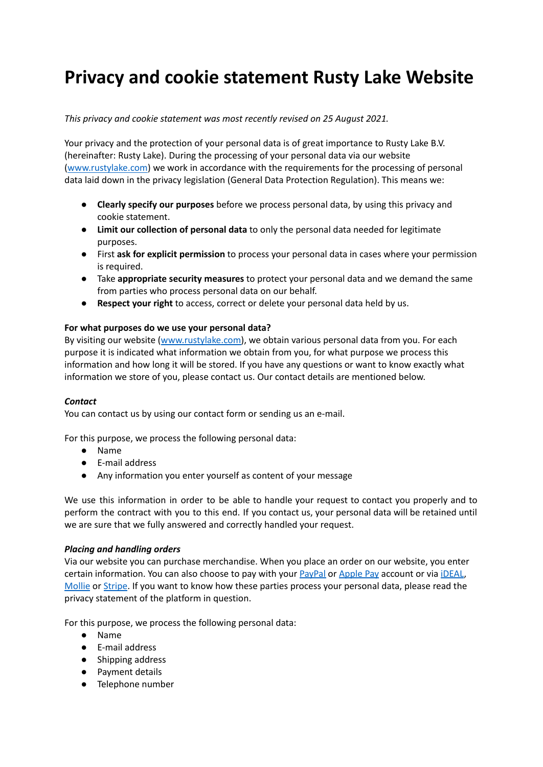# Privacy and cookie statement Rusty Lake Website

*This privacy and cookie statement was most recently revised on 25 August 2021.*

Your privacy and the protection of your personal data is of great importance to Rusty Lake B.V. (hereinafter: Rusty Lake). During the processing of your personal data via our website ([www.rustylake.com](www.rustylake.com)) we work in accordance with the requirements for the processing of personal data laid down in the privacy legislation (General Data Protection Regulation). This means we:

- **Clearly specify our purposes** before we process personal data, by using this privacy and cookie statement.
- **Limit our collection of personal data** to only the personal data needed for legitimate purposes.
- First **ask for explicit permission** to process your personal data in cases where your permission is required.
- Take **appropriate security measures** to protect your personal data and we demand the same from parties who process personal data on our behalf.
- **Respect your right** to access, correct or delete your personal data held by us.

**For what purposes do we use your personal data?**

By visiting our website ([www.rustylake.com](www.rustylake.com)), we obtain various personal data from you. For each purpose it is indicated what information we obtain from you, for what purpose we process this information and how long it will be stored. If you have any questions or want to know exactly what information we store of you, please contact us. Our contact details are mentioned below.

***Contact***

You can contact us by using our contact form or sending us an e-mail.

For this purpose, we process the following personal data:

- Name
- E-mail address
- Any information you enter yourself as content of your message

We use this information in order to be able to handle your request to contact you properly and to perform the contract with you to this end. If you contact us, your personal data will be retained until we are sure that we fully answered and correctly handled your request.

***Placing and handling orders***

Via our website you can purchase merchandise. When you place an order on our website, you enter certain information. You can also choose to pay with your PayPal or Apple Pay account or via iDEAL, Mollie or Stripe. If you want to know how these parties process your personal data, please read the privacy statement of the platform in question.

For this purpose, we process the following personal data:

- Name
- E-mail address
- Shipping address
- Payment details
- Telephone number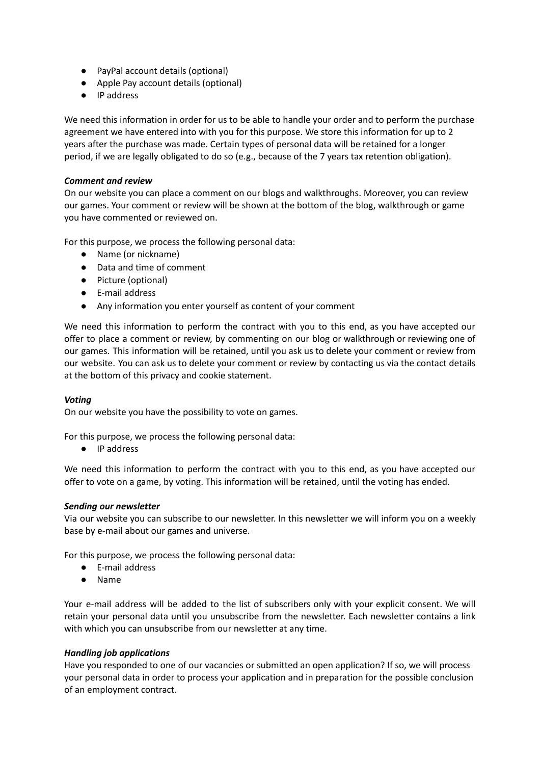- PayPal account details (optional)
- Apple Pay account details (optional)
- IP address

We need this information in order for us to be able to handle your order and to perform the purchase agreement we have entered into with you for this purpose. We store this information for up to 2 years after the purchase was made. Certain types of personal data will be retained for a longer period, if we are legally obligated to do so (e.g., because of the 7 years tax retention obligation).

***Comment and review***

On our website you can place a comment on our blogs and walkthroughs. Moreover, you can review our games. Your comment or review will be shown at the bottom of the blog, walkthrough or game you have commented or reviewed on.

For this purpose, we process the following personal data:

- Name (or nickname)
- Data and time of comment
- Picture (optional)
- E-mail address
- Any information you enter yourself as content of your comment

We need this information to perform the contract with you to this end, as you have accepted our offer to place a comment or review, by commenting on our blog or walkthrough or reviewing one of our games. This information will be retained, until you ask us to delete your comment or review from our website. You can ask us to delete your comment or review by contacting us via the contact details at the bottom of this privacy and cookie statement.

***Voting***

On our website you have the possibility to vote on games.

For this purpose, we process the following personal data:

- IP address

We need this information to perform the contract with you to this end, as you have accepted our offer to vote on a game, by voting. This information will be retained, until the voting has ended.

***Sending our newsletter***

Via our website you can subscribe to our newsletter. In this newsletter we will inform you on a weekly base by e-mail about our games and universe.

For this purpose, we process the following personal data:

- E-mail address
- Name

Your e-mail address will be added to the list of subscribers only with your explicit consent. We will retain your personal data until you unsubscribe from the newsletter. Each newsletter contains a link with which you can unsubscribe from our newsletter at any time.

***Handling job applications***

Have you responded to one of our vacancies or submitted an open application? If so, we will process your personal data in order to process your application and in preparation for the possible conclusion of an employment contract.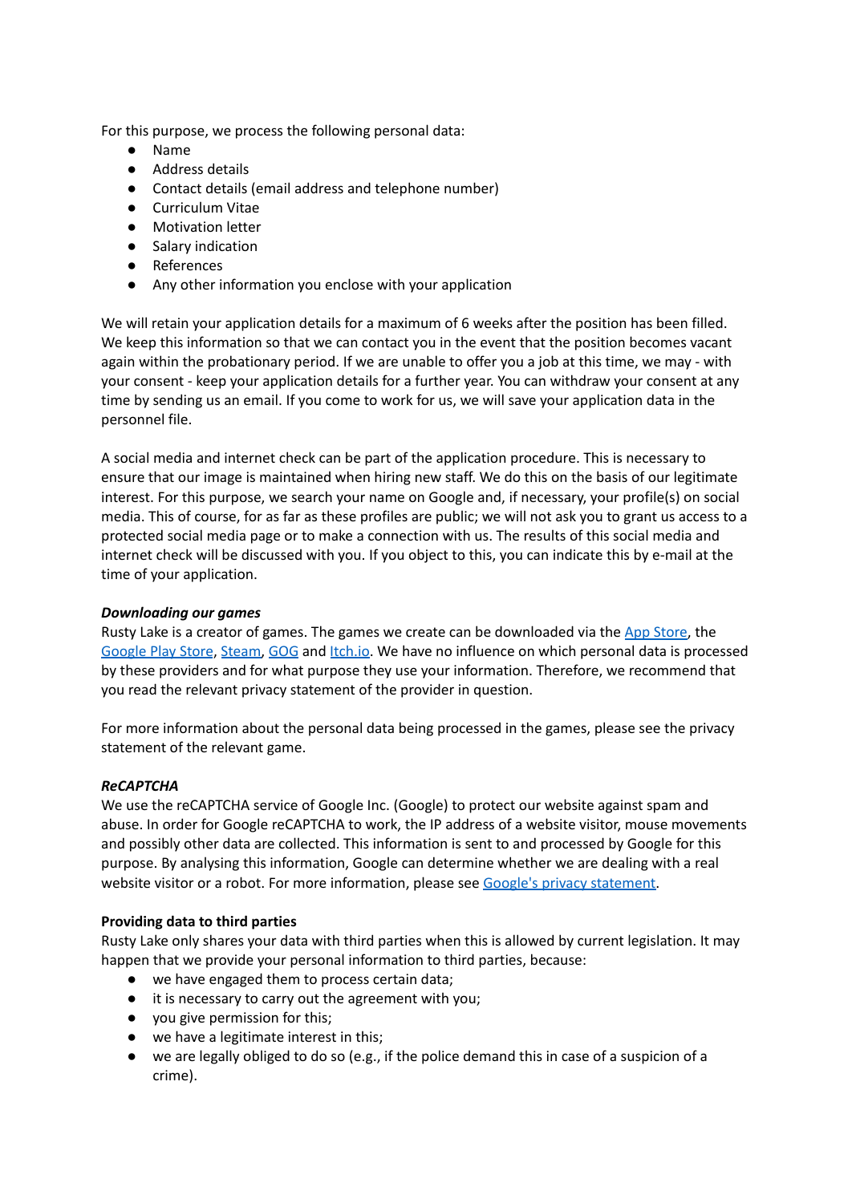For this purpose, we process the following personal data:

- Name
- Address details
- Contact details (email address and telephone number)
- Curriculum Vitae
- Motivation letter
- Salary indication
- References
- Any other information you enclose with your application

We will retain your application details for a maximum of 6 weeks after the position has been filled. We keep this information so that we can contact you in the event that the position becomes vacant again within the probationary period. If we are unable to offer you a job at this time, we may - with your consent - keep your application details for a further year. You can withdraw your consent at any time by sending us an email. If you come to work for us, we will save your application data in the personnel file.

A social media and internet check can be part of the application procedure. This is necessary to ensure that our image is maintained when hiring new staff. We do this on the basis of our legitimate interest. For this purpose, we search your name on Google and, if necessary, your profile(s) on social media. This of course, for as far as these profiles are public; we will not ask you to grant us access to a protected social media page or to make a connection with us. The results of this social media and internet check will be discussed with you. If you object to this, you can indicate this by e-mail at the time of your application.

***Downloading our games***

Rusty Lake is a creator of games. The games we create can be downloaded via the App Store, the Google Play Store, Steam, GOG and Itch.io. We have no influence on which personal data is processed by these providers and for what purpose they use your information. Therefore, we recommend that you read the relevant privacy statement of the provider in question.

For more information about the personal data being processed in the games, please see the privacy statement of the relevant game.

***ReCAPTCHA***

We use the reCAPTCHA service of Google Inc. (Google) to protect our website against spam and abuse. In order for Google reCAPTCHA to work, the IP address of a website visitor, mouse movements and possibly other data are collected. This information is sent to and processed by Google for this purpose. By analysing this information, Google can determine whether we are dealing with a real website visitor or a robot. For more information, please see Google's privacy statement.

**Providing data to third parties**

Rusty Lake only shares your data with third parties when this is allowed by current legislation. It may happen that we provide your personal information to third parties, because:

- we have engaged them to process certain data;
- it is necessary to carry out the agreement with you;
- you give permission for this;
- we have a legitimate interest in this;
- we are legally obliged to do so (e.g., if the police demand this in case of a suspicion of a crime).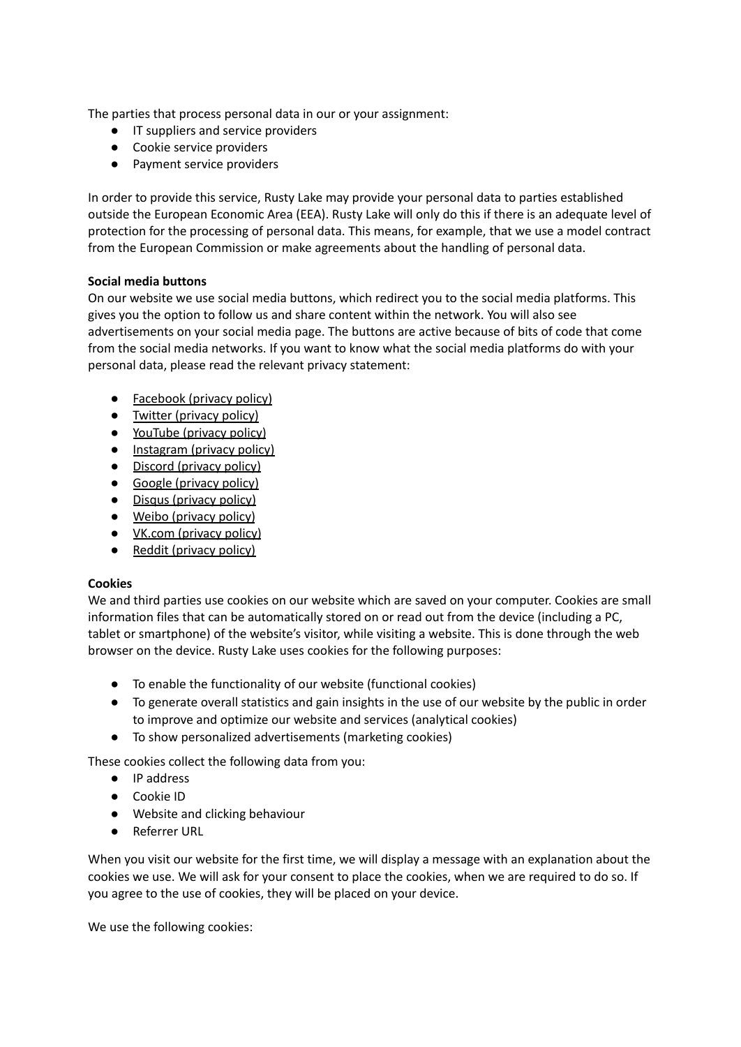The parties that process personal data in our or your assignment:

- IT suppliers and service providers
- Cookie service providers
- Payment service providers

In order to provide this service, Rusty Lake may provide your personal data to parties established outside the European Economic Area (EEA). Rusty Lake will only do this if there is an adequate level of protection for the processing of personal data. This means, for example, that we use a model contract from the European Commission or make agreements about the handling of personal data.

**Social media buttons**

On our website we use social media buttons, which redirect you to the social media platforms. This gives you the option to follow us and share content within the network. You will also see advertisements on your social media page. The buttons are active because of bits of code that come from the social media networks. If you want to know what the social media platforms do with your personal data, please read the relevant privacy statement:

- Facebook (privacy policy)
- Twitter (privacy policy)
- YouTube (privacy policy)
- Instagram (privacy policy)
- Discord (privacy policy)
- Google (privacy policy)
- Disqus (privacy policy)
- Weibo (privacy policy)
- VK.com (privacy policy)
- Reddit (privacy policy)

**Cookies**

We and third parties use cookies on our website which are saved on your computer. Cookies are small information files that can be automatically stored on or read out from the device (including a PC, tablet or smartphone) of the website's visitor, while visiting a website. This is done through the web browser on the device. Rusty Lake uses cookies for the following purposes:

- To enable the functionality of our website (functional cookies)
- To generate overall statistics and gain insights in the use of our website by the public in order to improve and optimize our website and services (analytical cookies)
- To show personalized advertisements (marketing cookies)

These cookies collect the following data from you:

- IP address
- Cookie ID
- Website and clicking behaviour
- Referrer URL

When you visit our website for the first time, we will display a message with an explanation about the cookies we use. We will ask for your consent to place the cookies, when we are required to do so. If you agree to the use of cookies, they will be placed on your device.

We use the following cookies: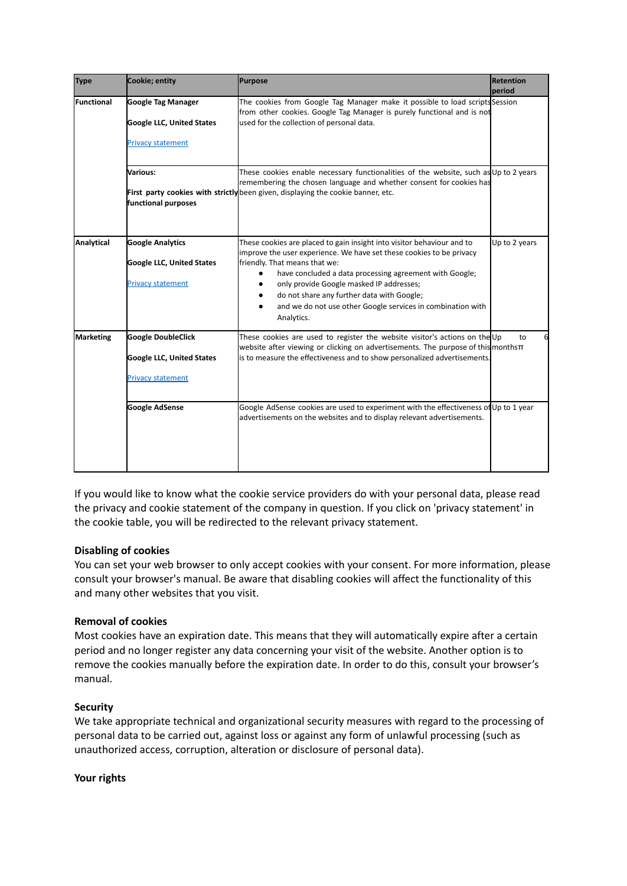| Type | Cookie; entity | Purpose | Retention period |
|---|---|---|---|
| **Functional** | **Google Tag Manager**<br><br>**Google LLC, United States**<br><br>[Privacy statement] | The cookies from Google Tag Manager make it possible to load scripts from other cookies. Google Tag Manager is purely functional and is not used for the collection of personal data. | Session |
| | **Various:**<br><br>**First party cookies with strictly functional purposes** | These cookies enable necessary functionalities of the website, such as remembering the chosen language and whether consent for cookies has been given, displaying the cookie banner, etc. | Up to 2 years |
| **Analytical** | **Google Analytics**<br><br>**Google LLC, United States**<br><br>[Privacy statement] | These cookies are placed to gain insight into visitor behaviour and to improve the user experience. We have set these cookies to be privacy friendly. That means that we:<br>• have concluded a data processing agreement with Google;<br>• only provide Google masked IP addresses;<br>• do not share any further data with Google;<br>• and we do not use other Google services in combination with Analytics. | Up to 2 years |
| **Marketing** | **Google DoubleClick**<br><br>**Google LLC, United States**<br><br>[Privacy statement] | These cookies are used to register the website visitor's actions on the website after viewing or clicking on advertisements. The purpose of this is to measure the effectiveness and to show personalized advertisements. | Up to 6 months |
| | **Google AdSense** | Google AdSense cookies are used to experiment with the effectiveness of advertisements on the websites and to display relevant advertisements. | Up to 1 year |

If you would like to know what the cookie service providers do with your personal data, please read the privacy and cookie statement of the company in question. If you click on 'privacy statement' in the cookie table, you will be redirected to the relevant privacy statement.

**Disabling of cookies**
You can set your web browser to only accept cookies with your consent. For more information, please consult your browser's manual. Be aware that disabling cookies will affect the functionality of this and many other websites that you visit.

**Removal of cookies**
Most cookies have an expiration date. This means that they will automatically expire after a certain period and no longer register any data concerning your visit of the website. Another option is to remove the cookies manually before the expiration date. In order to do this, consult your browser's manual.

**Security**
We take appropriate technical and organizational security measures with regard to the processing of personal data to be carried out, against loss or against any form of unlawful processing (such as unauthorized access, corruption, alteration or disclosure of personal data).

**Your rights**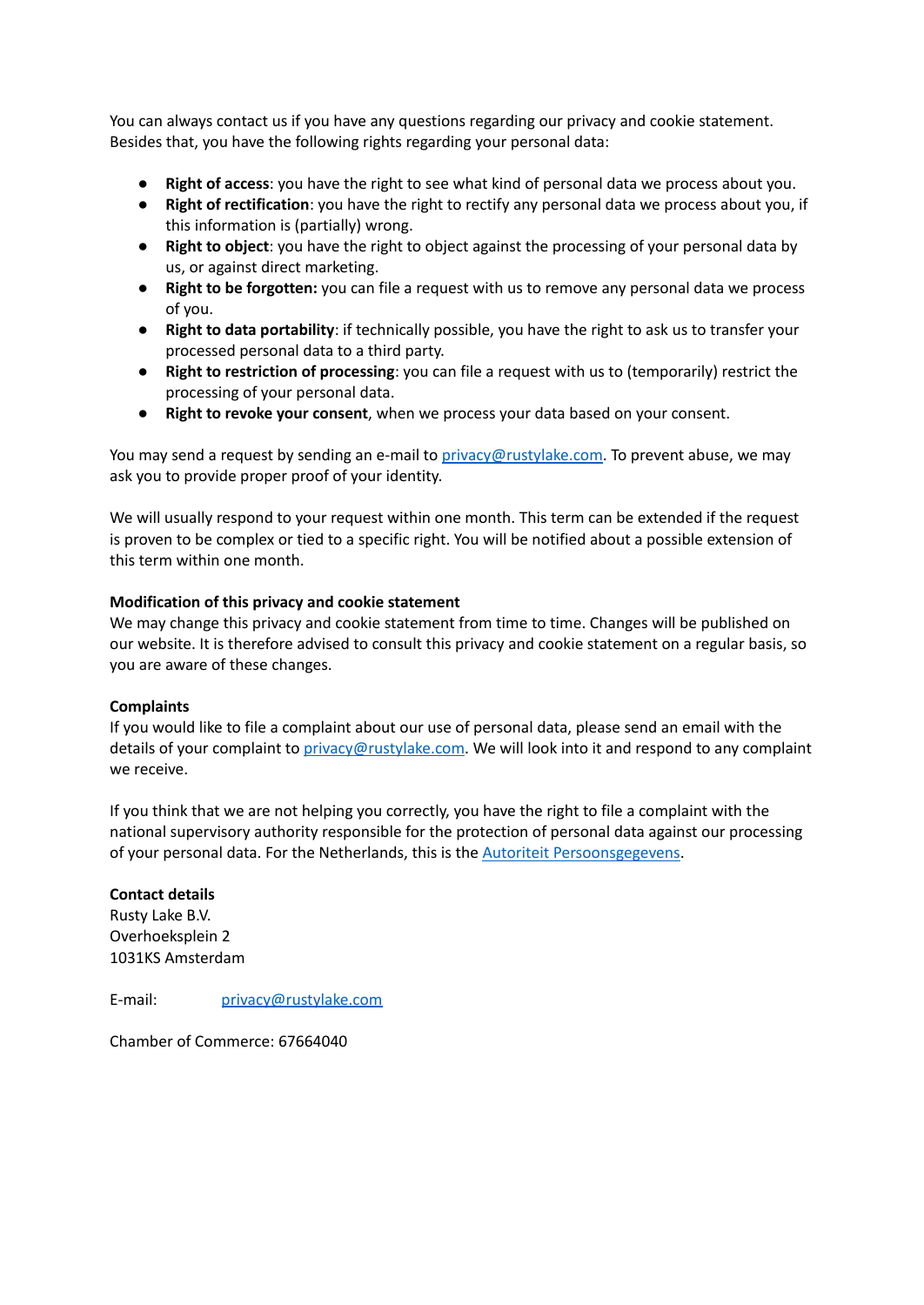You can always contact us if you have any questions regarding our privacy and cookie statement. Besides that, you have the following rights regarding your personal data:

- **Right of access**: you have the right to see what kind of personal data we process about you.
- **Right of rectification**: you have the right to rectify any personal data we process about you, if this information is (partially) wrong.
- **Right to object**: you have the right to object against the processing of your personal data by us, or against direct marketing.
- **Right to be forgotten:** you can file a request with us to remove any personal data we process of you.
- **Right to data portability**: if technically possible, you have the right to ask us to transfer your processed personal data to a third party.
- **Right to restriction of processing**: you can file a request with us to (temporarily) restrict the processing of your personal data.
- **Right to revoke your consent**, when we process your data based on your consent.

You may send a request by sending an e-mail to [privacy@rustylake.com](mailto:privacy@rustylake.com). To prevent abuse, we may ask you to provide proper proof of your identity.

We will usually respond to your request within one month. This term can be extended if the request is proven to be complex or tied to a specific right. You will be notified about a possible extension of this term within one month.

**Modification of this privacy and cookie statement**

We may change this privacy and cookie statement from time to time. Changes will be published on our website. It is therefore advised to consult this privacy and cookie statement on a regular basis, so you are aware of these changes.

**Complaints**

If you would like to file a complaint about our use of personal data, please send an email with the details of your complaint to [privacy@rustylake.com](mailto:privacy@rustylake.com). We will look into it and respond to any complaint we receive.

If you think that we are not helping you correctly, you have the right to file a complaint with the national supervisory authority responsible for the protection of personal data against our processing of your personal data. For the Netherlands, this is the Autoriteit Persoonsgegevens.

**Contact details**

Rusty Lake B.V.
Overhoeksplein 2
1031KS Amsterdam

E-mail: [privacy@rustylake.com](mailto:privacy@rustylake.com)

Chamber of Commerce: 67664040